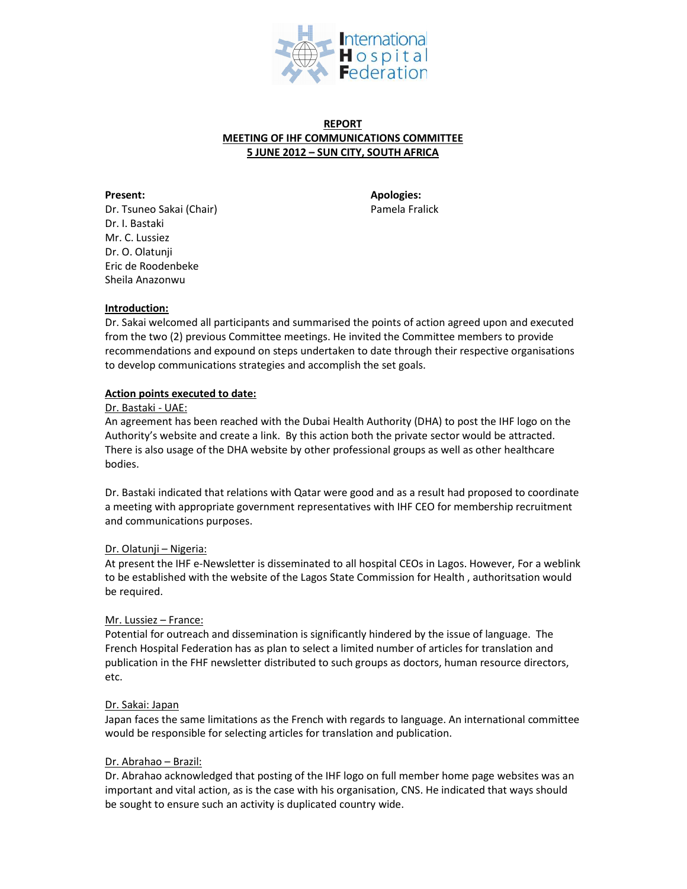**REPORT**
**MEETING OF IHF COMMUNICATIONS COMMITTEE**
**5 JUNE 2012 – SUN CITY, SOUTH AFRICA**

**Present:**
Dr. Tsuneo Sakai (Chair)
Dr. I. Bastaki
Mr. C. Lussiez
Dr. O. Olatunji
Eric de Roodenbeke
Sheila Anazonwu

**Apologies:**
Pamela Fralick

## Introduction:

Dr. Sakai welcomed all participants and summarised the points of action agreed upon and executed from the two (2) previous Committee meetings. He invited the Committee members to provide recommendations and expound on steps undertaken to date through their respective organisations to develop communications strategies and accomplish the set goals.

## Action points executed to date:

Dr. Bastaki - UAE:

An agreement has been reached with the Dubai Health Authority (DHA) to post the IHF logo on the Authority's website and create a link. By this action both the private sector would be attracted. There is also usage of the DHA website by other professional groups as well as other healthcare bodies.

Dr. Bastaki indicated that relations with Qatar were good and as a result had proposed to coordinate a meeting with appropriate government representatives with IHF CEO for membership recruitment and communications purposes.

Dr. Olatunji – Nigeria:

At present the IHF e-Newsletter is disseminated to all hospital CEOs in Lagos. However, For a weblink to be established with the website of the Lagos State Commission for Health , authoritsation would be required.

Mr. Lussiez – France:

Potential for outreach and dissemination is significantly hindered by the issue of language. The French Hospital Federation has as plan to select a limited number of articles for translation and publication in the FHF newsletter distributed to such groups as doctors, human resource directors, etc.

Dr. Sakai: Japan

Japan faces the same limitations as the French with regards to language. An international committee would be responsible for selecting articles for translation and publication.

Dr. Abrahao – Brazil:

Dr. Abrahao acknowledged that posting of the IHF logo on full member home page websites was an important and vital action, as is the case with his organisation, CNS. He indicated that ways should be sought to ensure such an activity is duplicated country wide.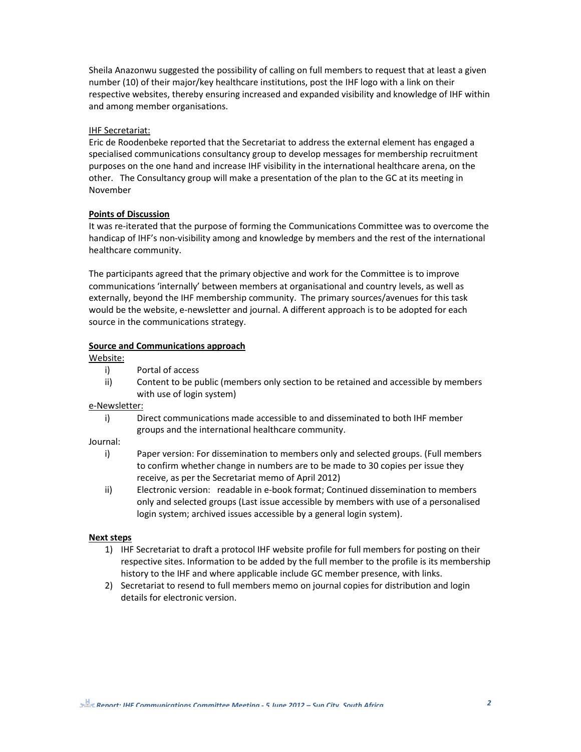Sheila Anazonwu suggested the possibility of calling on full members to request that at least a given number (10) of their major/key healthcare institutions, post the IHF logo with a link on their respective websites, thereby ensuring increased and expanded visibility and knowledge of IHF within and among member organisations.

IHF Secretariat:

Eric de Roodenbeke reported that the Secretariat to address the external element has engaged a specialised communications consultancy group to develop messages for membership recruitment purposes on the one hand and increase IHF visibility in the international healthcare arena, on the other. The Consultancy group will make a presentation of the plan to the GC at its meeting in November

**Points of Discussion**

It was re-iterated that the purpose of forming the Communications Committee was to overcome the handicap of IHF's non-visibility among and knowledge by members and the rest of the international healthcare community.

The participants agreed that the primary objective and work for the Committee is to improve communications 'internally' between members at organisational and country levels, as well as externally, beyond the IHF membership community. The primary sources/avenues for this task would be the website, e-newsletter and journal. A different approach is to be adopted for each source in the communications strategy.

**Source and Communications approach**

Website:

i) Portal of access
ii) Content to be public (members only section to be retained and accessible by members with use of login system)

e-Newsletter:

i) Direct communications made accessible to and disseminated to both IHF member groups and the international healthcare community.

Journal:

i) Paper version: For dissemination to members only and selected groups. (Full members to confirm whether change in numbers are to be made to 30 copies per issue they receive, as per the Secretariat memo of April 2012)
ii) Electronic version: readable in e-book format; Continued dissemination to members only and selected groups (Last issue accessible by members with use of a personalised login system; archived issues accessible by a general login system).

**Next steps**

1) IHF Secretariat to draft a protocol IHF website profile for full members for posting on their respective sites. Information to be added by the full member to the profile is its membership history to the IHF and where applicable include GC member presence, with links.
2) Secretariat to resend to full members memo on journal copies for distribution and login details for electronic version.